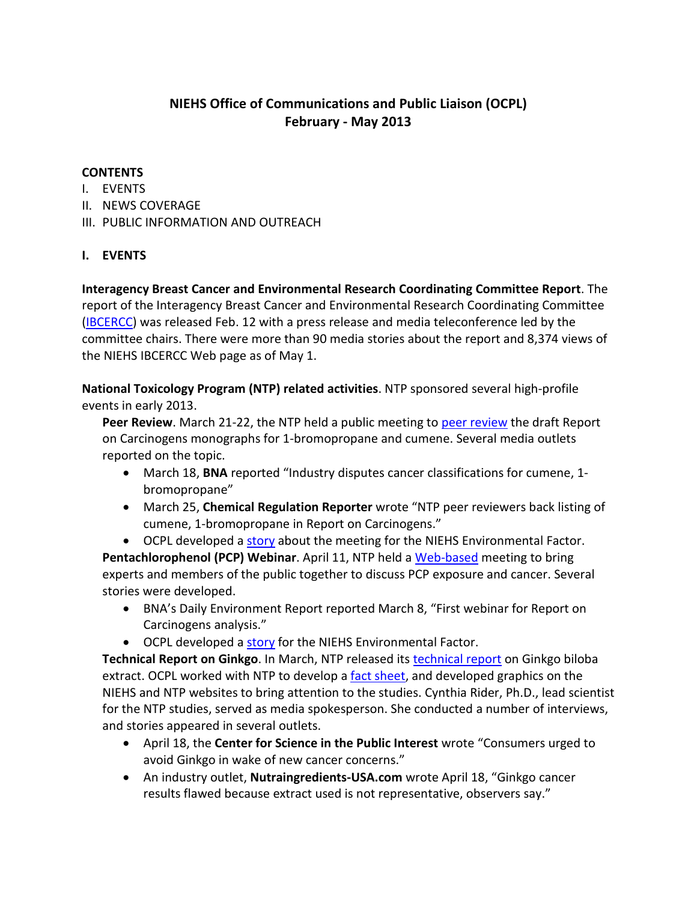# NIEHS Office of Communications and Public Liaison (OCPL)
# February - May 2013

**CONTENTS**

I. EVENTS
II. NEWS COVERAGE
III. PUBLIC INFORMATION AND OUTREACH

## I. EVENTS

**Interagency Breast Cancer and Environmental Research Coordinating Committee Report**. The report of the Interagency Breast Cancer and Environmental Research Coordinating Committee (IBCERCC) was released Feb. 12 with a press release and media teleconference led by the committee chairs. There were more than 90 media stories about the report and 8,374 views of the NIEHS IBCERCC Web page as of May 1.

**National Toxicology Program (NTP) related activities**. NTP sponsored several high-profile events in early 2013.

**Peer Review**. March 21-22, the NTP held a public meeting to peer review the draft Report on Carcinogens monographs for 1-bromopropane and cumene. Several media outlets reported on the topic.

- March 18, **BNA** reported "Industry disputes cancer classifications for cumene, 1-bromopropane"
- March 25, **Chemical Regulation Reporter** wrote "NTP peer reviewers back listing of cumene, 1-bromopropane in Report on Carcinogens."
- OCPL developed a story about the meeting for the NIEHS Environmental Factor.

**Pentachlorophenol (PCP) Webinar**. April 11, NTP held a Web-based meeting to bring experts and members of the public together to discuss PCP exposure and cancer. Several stories were developed.

- BNA's Daily Environment Report reported March 8, "First webinar for Report on Carcinogens analysis."
- OCPL developed a story for the NIEHS Environmental Factor.

**Technical Report on Ginkgo**. In March, NTP released its technical report on Ginkgo biloba extract. OCPL worked with NTP to develop a fact sheet, and developed graphics on the NIEHS and NTP websites to bring attention to the studies. Cynthia Rider, Ph.D., lead scientist for the NTP studies, served as media spokesperson. She conducted a number of interviews, and stories appeared in several outlets.

- April 18, the **Center for Science in the Public Interest** wrote "Consumers urged to avoid Ginkgo in wake of new cancer concerns."
- An industry outlet, **Nutraingredients-USA.com** wrote April 18, "Ginkgo cancer results flawed because extract used is not representative, observers say."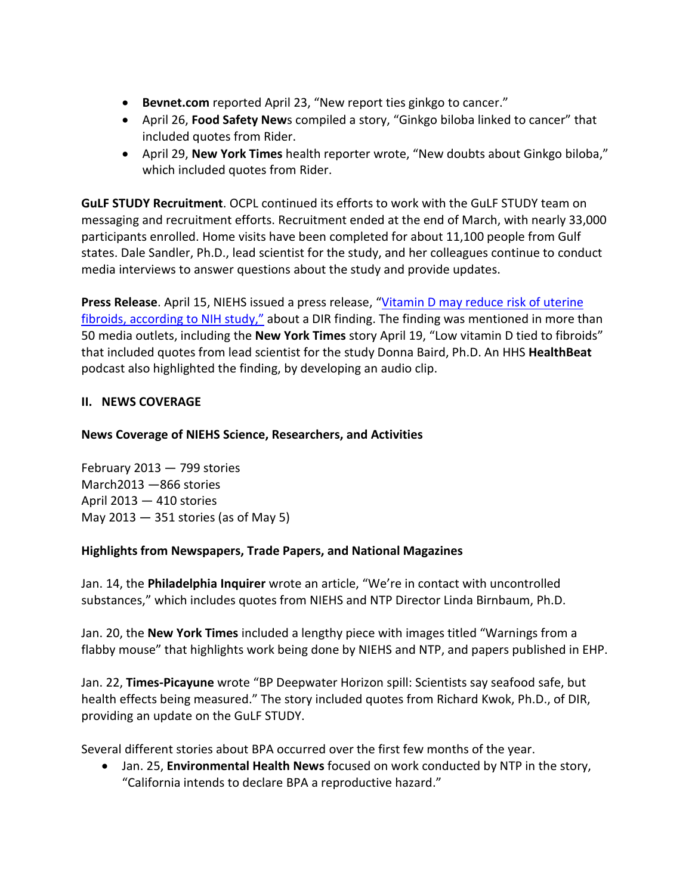- **Bevnet.com** reported April 23, "New report ties ginkgo to cancer."
- April 26, **Food Safety New**s compiled a story, "Ginkgo biloba linked to cancer" that included quotes from Rider.
- April 29, **New York Times** health reporter wrote, "New doubts about Ginkgo biloba," which included quotes from Rider.

**GuLF STUDY Recruitment**. OCPL continued its efforts to work with the GuLF STUDY team on messaging and recruitment efforts. Recruitment ended at the end of March, with nearly 33,000 participants enrolled. Home visits have been completed for about 11,100 people from Gulf states. Dale Sandler, Ph.D., lead scientist for the study, and her colleagues continue to conduct media interviews to answer questions about the study and provide updates.

**Press Release**. April 15, NIEHS issued a press release, "Vitamin D may reduce risk of uterine fibroids, according to NIH study," about a DIR finding. The finding was mentioned in more than 50 media outlets, including the **New York Times** story April 19, "Low vitamin D tied to fibroids" that included quotes from lead scientist for the study Donna Baird, Ph.D. An HHS **HealthBeat** podcast also highlighted the finding, by developing an audio clip.

## II. NEWS COVERAGE

### News Coverage of NIEHS Science, Researchers, and Activities

February 2013 — 799 stories
March2013 —866 stories
April 2013 — 410 stories
May 2013 — 351 stories (as of May 5)

### Highlights from Newspapers, Trade Papers, and National Magazines

Jan. 14, the **Philadelphia Inquirer** wrote an article, "We're in contact with uncontrolled substances," which includes quotes from NIEHS and NTP Director Linda Birnbaum, Ph.D.

Jan. 20, the **New York Times** included a lengthy piece with images titled "Warnings from a flabby mouse" that highlights work being done by NIEHS and NTP, and papers published in EHP.

Jan. 22, **Times-Picayune** wrote "BP Deepwater Horizon spill: Scientists say seafood safe, but health effects being measured." The story included quotes from Richard Kwok, Ph.D., of DIR, providing an update on the GuLF STUDY.

Several different stories about BPA occurred over the first few months of the year.

- Jan. 25, **Environmental Health News** focused on work conducted by NTP in the story, "California intends to declare BPA a reproductive hazard."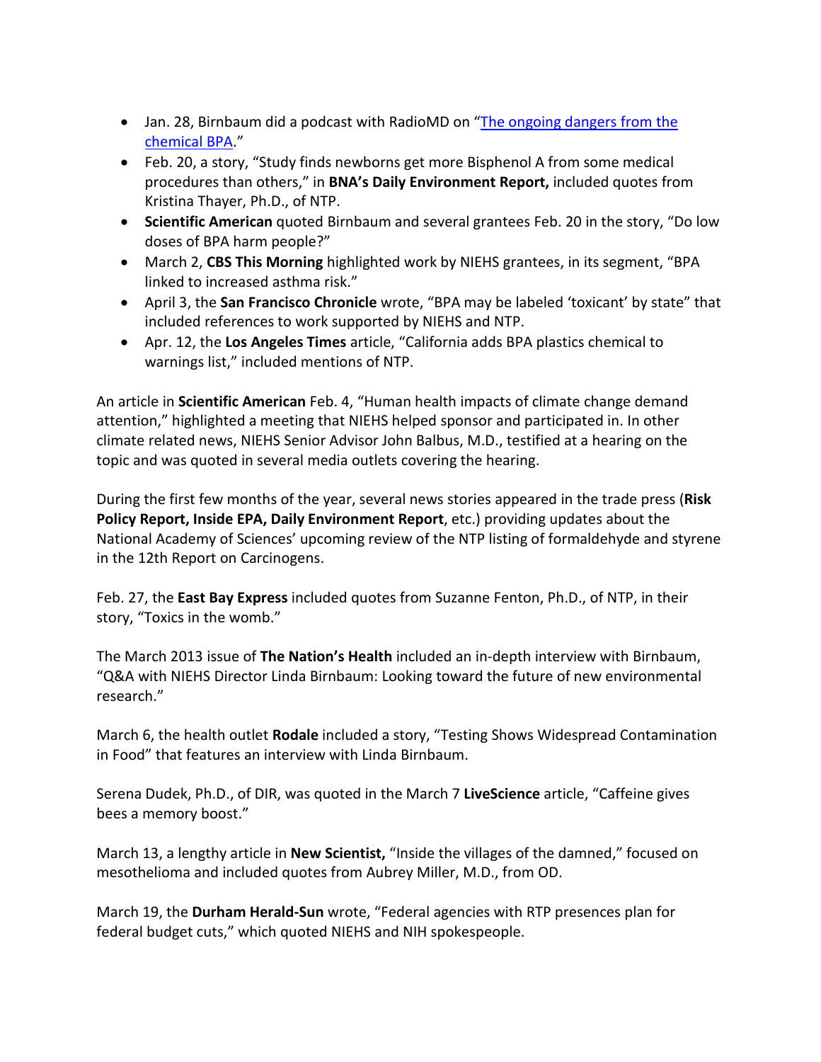- Jan. 28, Birnbaum did a podcast with RadioMD on "[The ongoing dangers from the chemical BPA]()."
- Feb. 20, a story, "Study finds newborns get more Bisphenol A from some medical procedures than others," in **BNA's Daily Environment Report,** included quotes from Kristina Thayer, Ph.D., of NTP.
- **Scientific American** quoted Birnbaum and several grantees Feb. 20 in the story, "Do low doses of BPA harm people?"
- March 2, **CBS This Morning** highlighted work by NIEHS grantees, in its segment, "BPA linked to increased asthma risk."
- April 3, the **San Francisco Chronicle** wrote, "BPA may be labeled 'toxicant' by state" that included references to work supported by NIEHS and NTP.
- Apr. 12, the **Los Angeles Times** article, "California adds BPA plastics chemical to warnings list," included mentions of NTP.

An article in **Scientific American** Feb. 4, "Human health impacts of climate change demand attention," highlighted a meeting that NIEHS helped sponsor and participated in. In other climate related news, NIEHS Senior Advisor John Balbus, M.D., testified at a hearing on the topic and was quoted in several media outlets covering the hearing.

During the first few months of the year, several news stories appeared in the trade press (**Risk Policy Report, Inside EPA, Daily Environment Report**, etc.) providing updates about the National Academy of Sciences' upcoming review of the NTP listing of formaldehyde and styrene in the 12th Report on Carcinogens.

Feb. 27, the **East Bay Express** included quotes from Suzanne Fenton, Ph.D., of NTP, in their story, "Toxics in the womb."

The March 2013 issue of **The Nation's Health** included an in-depth interview with Birnbaum, "Q&A with NIEHS Director Linda Birnbaum: Looking toward the future of new environmental research."

March 6, the health outlet **Rodale** included a story, "Testing Shows Widespread Contamination in Food" that features an interview with Linda Birnbaum.

Serena Dudek, Ph.D., of DIR, was quoted in the March 7 **LiveScience** article, "Caffeine gives bees a memory boost."

March 13, a lengthy article in **New Scientist,** "Inside the villages of the damned," focused on mesothelioma and included quotes from Aubrey Miller, M.D., from OD.

March 19, the **Durham Herald-Sun** wrote, "Federal agencies with RTP presences plan for federal budget cuts," which quoted NIEHS and NIH spokespeople.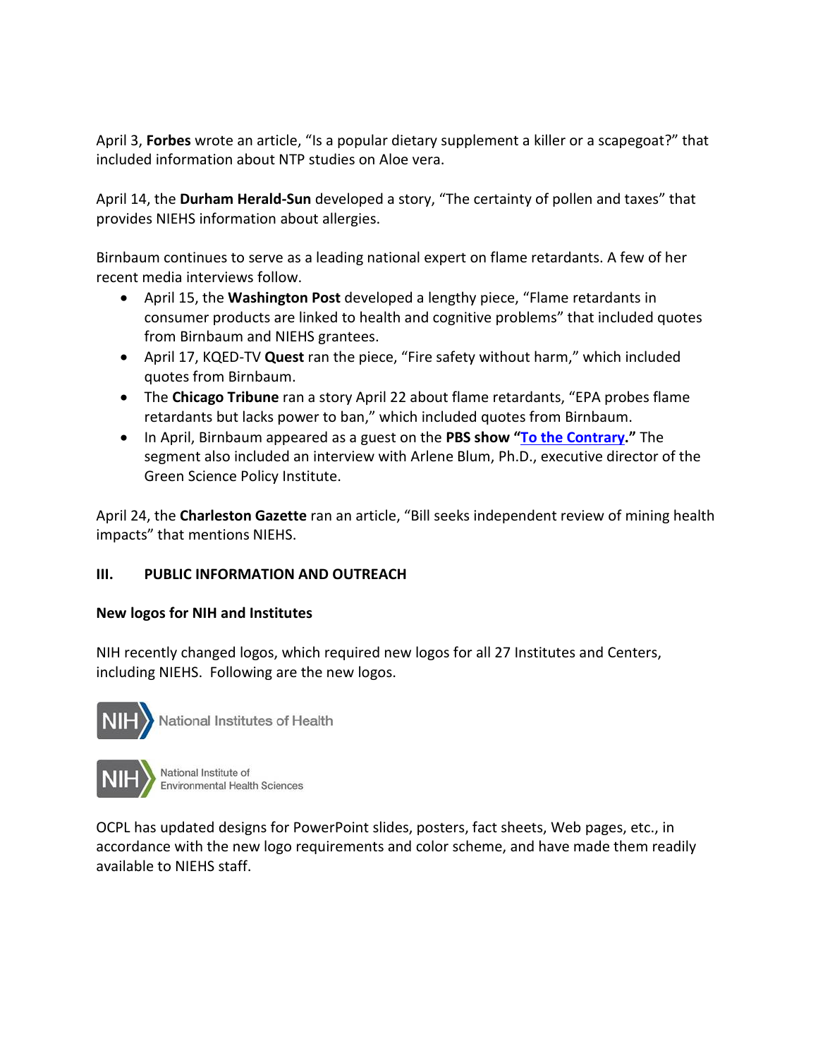April 3, **Forbes** wrote an article, “Is a popular dietary supplement a killer or a scapegoat?” that included information about NTP studies on Aloe vera.

April 14, the **Durham Herald-Sun** developed a story, “The certainty of pollen and taxes” that provides NIEHS information about allergies.

Birnbaum continues to serve as a leading national expert on flame retardants. A few of her recent media interviews follow.

- April 15, the **Washington Post** developed a lengthy piece, “Flame retardants in consumer products are linked to health and cognitive problems” that included quotes from Birnbaum and NIEHS grantees.
- April 17, KQED-TV **Quest** ran the piece, “Fire safety without harm,” which included quotes from Birnbaum.
- The **Chicago Tribune** ran a story April 22 about flame retardants, “EPA probes flame retardants but lacks power to ban,” which included quotes from Birnbaum.
- In April, Birnbaum appeared as a guest on the **PBS show “To the Contrary.”** The segment also included an interview with Arlene Blum, Ph.D., executive director of the Green Science Policy Institute.

April 24, the **Charleston Gazette** ran an article, “Bill seeks independent review of mining health impacts” that mentions NIEHS.

## III. PUBLIC INFORMATION AND OUTREACH

**New logos for NIH and Institutes**

NIH recently changed logos, which required new logos for all 27 Institutes and Centers, including NIEHS. Following are the new logos.

NIH National Institutes of Health

NIH National Institute of Environmental Health Sciences

OCPL has updated designs for PowerPoint slides, posters, fact sheets, Web pages, etc., in accordance with the new logo requirements and color scheme, and have made them readily available to NIEHS staff.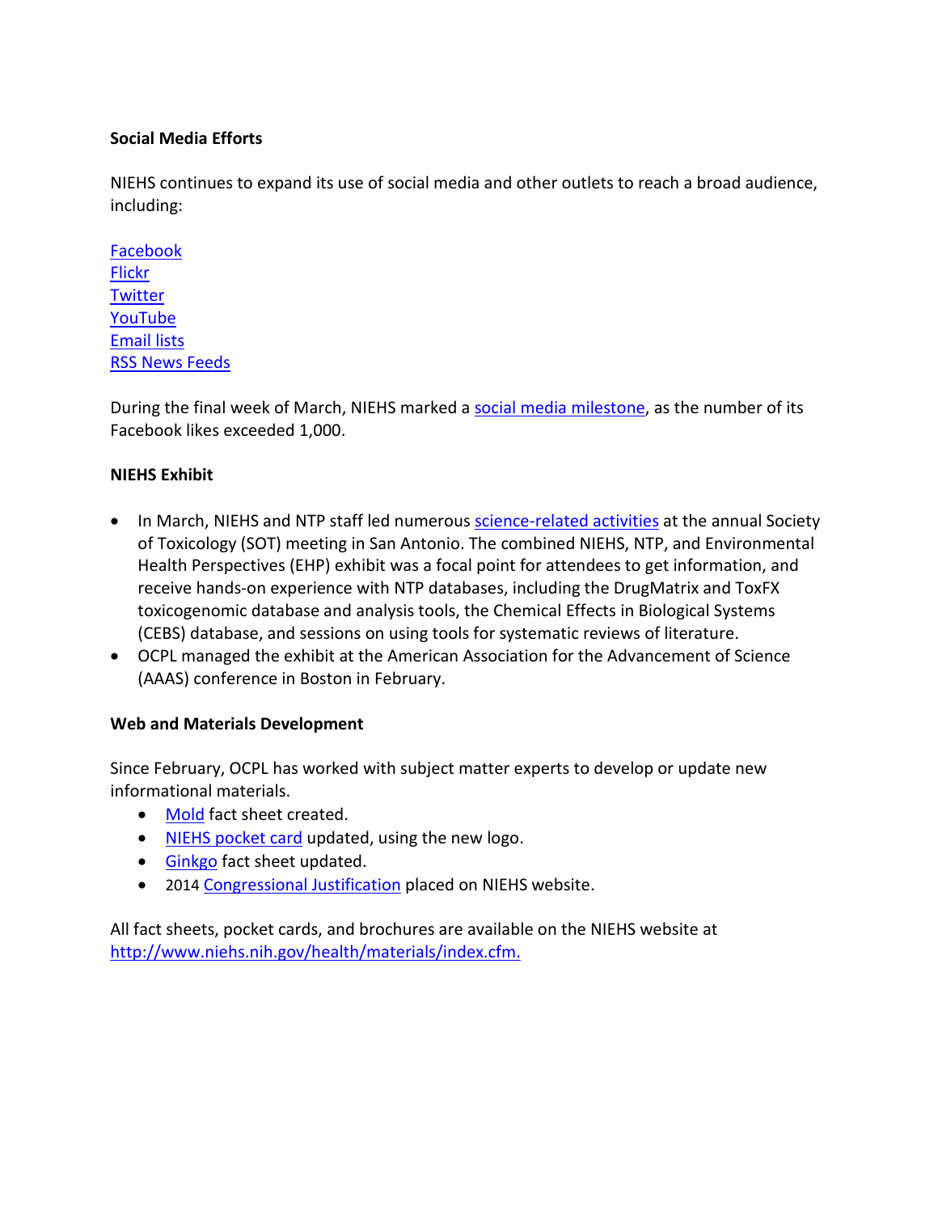**Social Media Efforts**

NIEHS continues to expand its use of social media and other outlets to reach a broad audience, including:

Facebook
Flickr
Twitter
YouTube
Email lists
RSS News Feeds

During the final week of March, NIEHS marked a social media milestone, as the number of its Facebook likes exceeded 1,000.

**NIEHS Exhibit**

- In March, NIEHS and NTP staff led numerous science-related activities at the annual Society of Toxicology (SOT) meeting in San Antonio. The combined NIEHS, NTP, and Environmental Health Perspectives (EHP) exhibit was a focal point for attendees to get information, and receive hands-on experience with NTP databases, including the DrugMatrix and ToxFX toxicogenomic database and analysis tools, the Chemical Effects in Biological Systems (CEBS) database, and sessions on using tools for systematic reviews of literature.
- OCPL managed the exhibit at the American Association for the Advancement of Science (AAAS) conference in Boston in February.

**Web and Materials Development**

Since February, OCPL has worked with subject matter experts to develop or update new informational materials.

- Mold fact sheet created.
- NIEHS pocket card updated, using the new logo.
- Ginkgo fact sheet updated.
- 2014 Congressional Justification placed on NIEHS website.

All fact sheets, pocket cards, and brochures are available on the NIEHS website at http://www.niehs.nih.gov/health/materials/index.cfm.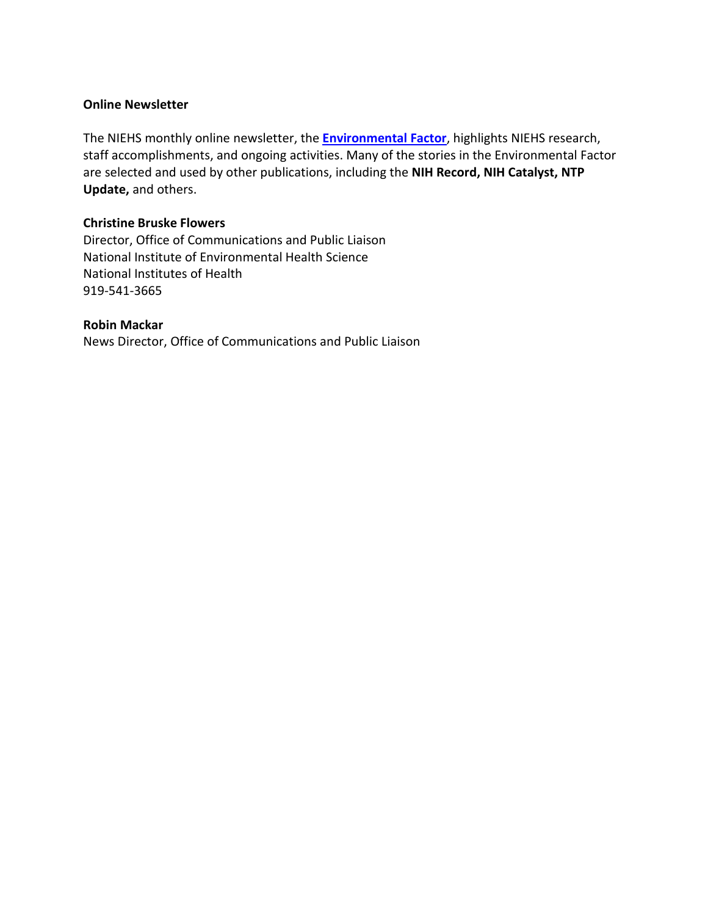**Online Newsletter**

The NIEHS monthly online newsletter, the **Environmental Factor**, highlights NIEHS research, staff accomplishments, and ongoing activities. Many of the stories in the Environmental Factor are selected and used by other publications, including the **NIH Record, NIH Catalyst, NTP Update,** and others.

**Christine Bruske Flowers**
Director, Office of Communications and Public Liaison
National Institute of Environmental Health Science
National Institutes of Health
919-541-3665

**Robin Mackar**
News Director, Office of Communications and Public Liaison